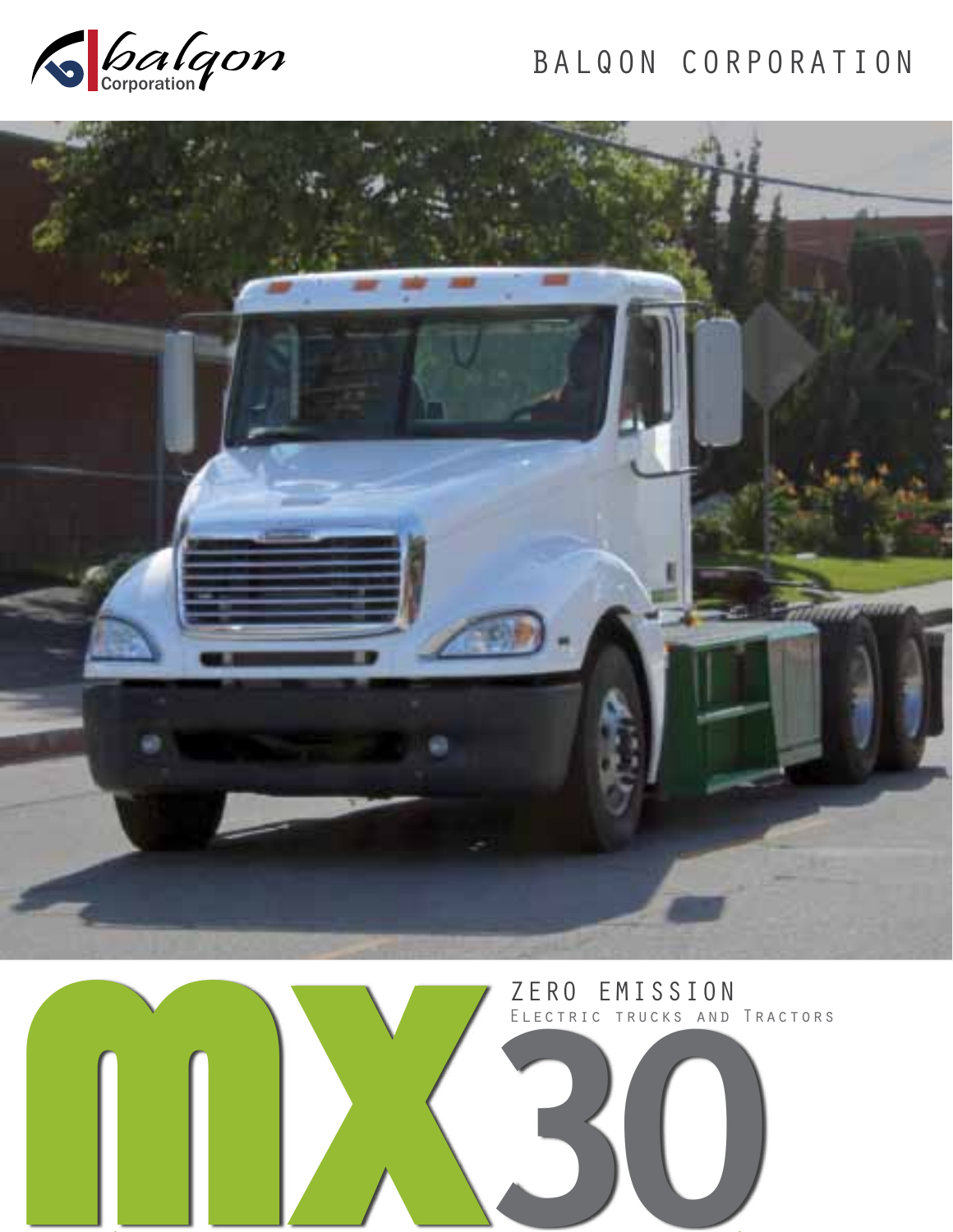balqon Corporation

# BALQON CORPORATION

# MX30

## ZERO EMISSION

Electric trucks and Tractors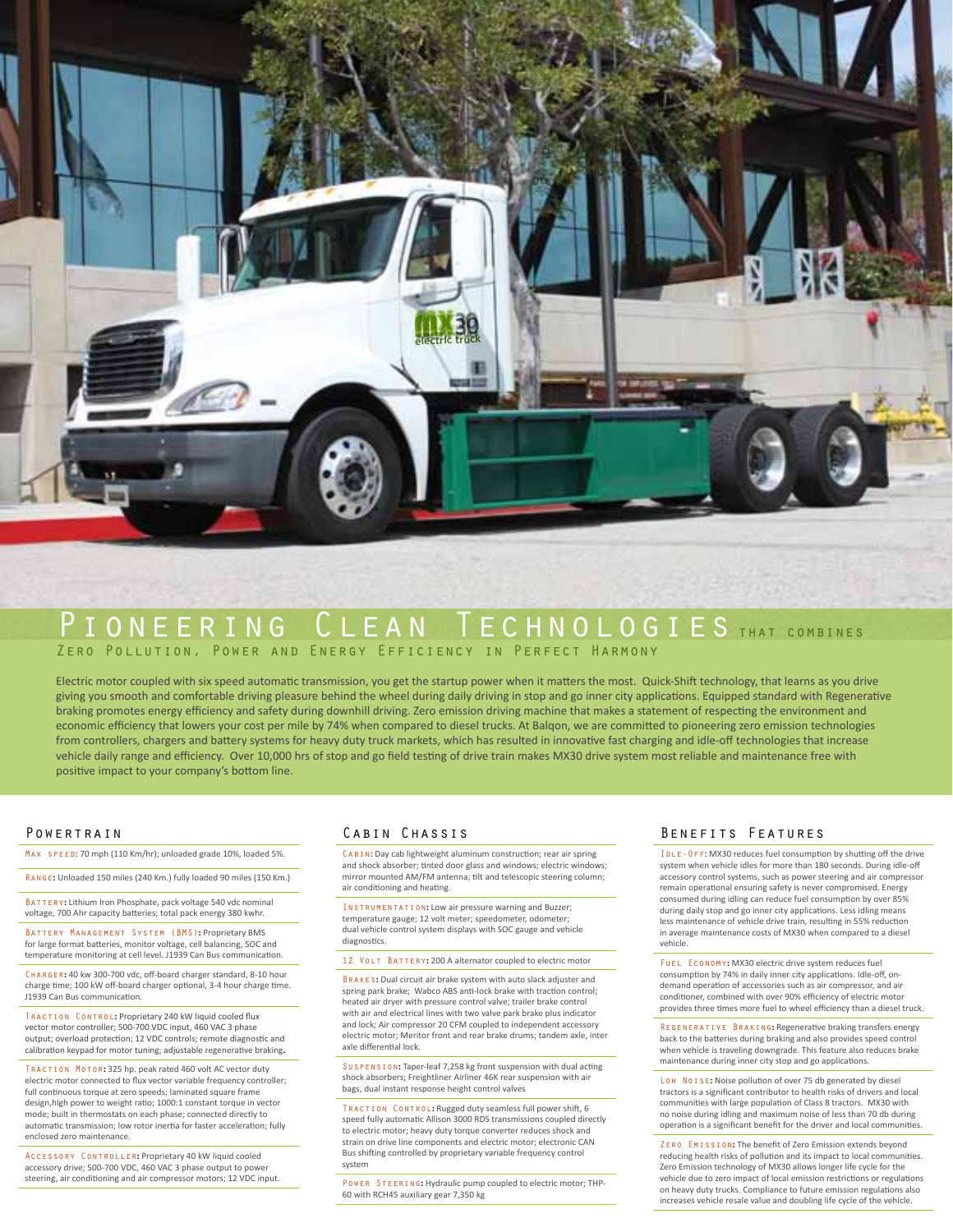# Pioneering Clean Technologies that combines

## Zero Pollution, Power and Energy Efficiency in Perfect Harmony

Electric motor coupled with six speed automatic transmission, you get the startup power when it matters the most. Quick-Shift technology, that learns as you drive giving you smooth and comfortable driving pleasure behind the wheel during daily driving in stop and go inner city applications. Equipped standard with Regenerative braking promotes energy efficiency and safety during downhill driving. Zero emission driving machine that makes a statement of respecting the environment and economic efficiency that lowers your cost per mile by 74% when compared to diesel trucks. At Balqon, we are committed to pioneering zero emission technologies from controllers, chargers and battery systems for heavy duty truck markets, which has resulted in innovative fast charging and idle-off technologies that increase vehicle daily range and efficiency. Over 10,000 hrs of stop and go field testing of drive train makes MX30 drive system most reliable and maintenance free with positive impact to your company's bottom line.

### Powertrain

**Max speed**: 70 mph (110 Km/hr); unloaded grade 10%, loaded 5%.

**Range**: Unloaded 150 miles (240 Km.) fully loaded 90 miles (150 Km.)

**Battery**: Lithium Iron Phosphate, pack voltage 540 vdc nominal voltage, 700 Ahr capacity batteries; total pack energy 380 kwhr.

**Battery Management System (BMS)**: Proprietary BMS for large format batteries, monitor voltage, cell balancing, SOC and temperature monitoring at cell level. J1939 Can Bus communication.

**Charger**: 40 kw 300-700 vdc, off-board charger standard, 8-10 hour charge time; 100 kW off-board charger optional, 3-4 hour charge time. J1939 Can Bus communication.

**Traction Control**: Proprietary 240 kW liquid cooled flux vector motor controller; 500-700 VDC input, 460 VAC 3 phase output; overload protection; 12 VDC controls; remote diagnostic and calibration keypad for motor tuning; adjustable regenerative braking.

**Traction Motor**: 325 hp. peak rated 460 volt AC vector duty electric motor connected to flux vector variable frequency controller; full continuous torque at zero speeds; laminated square frame design, high power to weight ratio; 1000:1 constant torque in vector mode; built in thermostats on each phase; connected directly to automatic transmission; low rotor inertia for faster acceleration; fully enclosed zero maintenance.

**Accessory Controller**: Proprietary 40 kW liquid cooled accessory drive; 500-700 VDC, 460 VAC 3 phase output to power steering, air conditioning and air compressor motors; 12 VDC input.

### Cabin Chassis

**Cabin**: Day cab lightweight aluminum construction; rear air spring and shock absorber; tinted door glass and windows; electric windows; mirror mounted AM/FM antenna; tilt and telescopic steering column; air conditioning and heating.

**Instrumentation**: Low air pressure warning and Buzzer; temperature gauge; 12 volt meter; speedometer, odometer; dual vehicle control system displays with SOC gauge and vehicle diagnostics.

**12 Volt Battery**: 200 A alternator coupled to electric motor

**Brakes**: Dual circuit air brake system with auto slack adjuster and spring park brake; Wabco ABS anti-lock brake with traction control; heated air dryer with pressure control valve; trailer brake control with air and electrical lines with two valve park brake plus indicator and lock; Air compressor 20 CFM coupled to independent accessory electric motor; Meritor front and rear brake drums; tandem axle, inter axle differential lock.

**Suspension**: Taper-leaf 7,258 kg front suspension with dual acting shock absorbers; Freightliner Airliner 46K rear suspension with air bags, dual instant response height control valves

**Traction Control**: Rugged duty seamless full power shift, 6 speed fully automatic Allison 3000 RDS transmissions coupled directly to electric motor; heavy duty torque converter reduces shock and strain on drive line components and electric motor; electronic CAN Bus shifting controlled by proprietary variable frequency control system

**Power Steering**: Hydraulic pump coupled to electric motor; THP-60 with RCH45 auxiliary gear 7,350 kg

### Benefits Features

**Idle-Off**: MX30 reduces fuel consumption by shutting off the drive system when vehicle idles for more than 180 seconds. During idle-off accessory control systems, such as power steering and air compressor remain operational ensuring safety is never compromised. Energy consumed during idling can reduce fuel consumption by over 85% during daily stop and go inner city applications. Less idling means less maintenance of vehicle drive train, resulting in 55% reduction in average maintenance costs of MX30 when compared to a diesel vehicle.

**Fuel Economy**: MX30 electric drive system reduces fuel consumption by 74% in daily inner city applications. Idle-off, on-demand operation of accessories such as air compressor, and air conditioner, combined with over 90% efficiency of electric motor provides three times more fuel to wheel efficiency than a diesel truck.

**Regenerative Braking**: Regenerative braking transfers energy back to the batteries during braking and also provides speed control when vehicle is traveling downgrade. This feature also reduces brake maintenance during inner city stop and go applications.

**Low Noise**: Noise pollution of over 75 db generated by diesel tractors is a significant contributor to health risks of drivers and local communities with large population of Class 8 tractors. MX30 with no noise during idling and maximum noise of less than 70 db during operation is a significant benefit for the driver and local communities.

**Zero Emission**: The benefit of Zero Emission extends beyond reducing health risks of pollution and its impact to local communities. Zero Emission technology of MX30 allows longer life cycle for the vehicle due to zero impact of local emission restrictions or regulations on heavy duty trucks. Compliance to future emission regulations also increases vehicle resale value and doubling life cycle of the vehicle.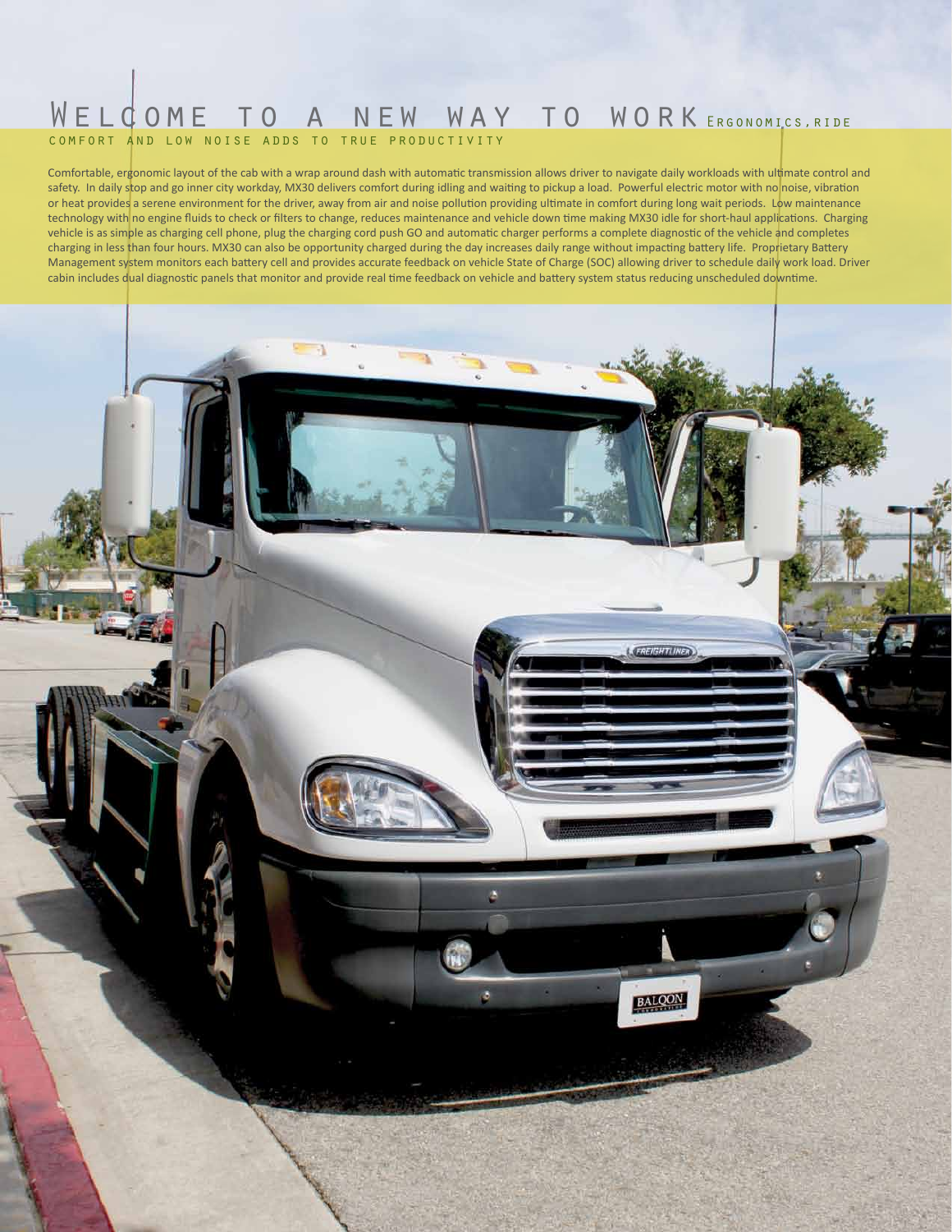# Welcome to a new way to work Ergonomics, ride comfort and low noise adds to true productivity

Comfortable, ergonomic layout of the cab with a wrap around dash with automatic transmission allows driver to navigate daily workloads with ultimate control and safety. In daily stop and go inner city workday, MX30 delivers comfort during idling and waiting to pickup a load. Powerful electric motor with no noise, vibration or heat provides a serene environment for the driver, away from air and noise pollution providing ultimate in comfort during long wait periods. Low maintenance technology with no engine fluids to check or filters to change, reduces maintenance and vehicle down time making MX30 idle for short-haul applications. Charging vehicle is as simple as charging cell phone, plug the charging cord push GO and automatic charger performs a complete diagnostic of the vehicle and completes charging in less than four hours. MX30 can also be opportunity charged during the day increases daily range without impacting battery life. Proprietary Battery Management system monitors each battery cell and provides accurate feedback on vehicle State of Charge (SOC) allowing driver to schedule daily work load. Driver cabin includes dual diagnostic panels that monitor and provide real time feedback on vehicle and battery system status reducing unscheduled downtime.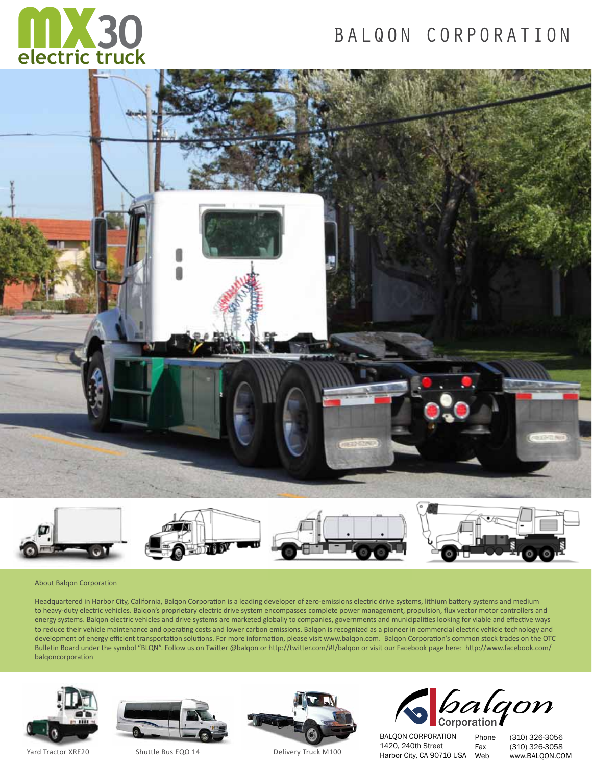# MX30 electric truck

BALQON CORPORATION

About Balqon Corporation

Headquartered in Harbor City, California, Balqon Corporation is a leading developer of zero-emissions electric drive systems, lithium battery systems and medium to heavy-duty electric vehicles. Balqon's proprietary electric drive system encompasses complete power management, propulsion, flux vector motor controllers and energy systems. Balqon electric vehicles and drive systems are marketed globally to companies, governments and municipalities looking for viable and effective ways to reduce their vehicle maintenance and operating costs and lower carbon emissions. Balqon is recognized as a pioneer in commercial electric vehicle technology and development of energy efficient transportation solutions. For more information, please visit www.balqon.com. Balqon Corporation's common stock trades on the OTC Bulletin Board under the symbol "BLQN". Follow us on Twitter @balqon or http://twitter.com/#!/balqon or visit our Facebook page here: http://www.facebook.com/balqoncorporation

Yard Tractor XRE20

Shuttle Bus EQO 14

Delivery Truck M100

balqon Corporation

BALQON CORPORATION
1420, 240th Street
Harbor City, CA 90710 USA

| | |
|---|---|
| Phone | (310) 326-3056 |
| Fax | (310) 326-3058 |
| Web | www.BALQON.COM |